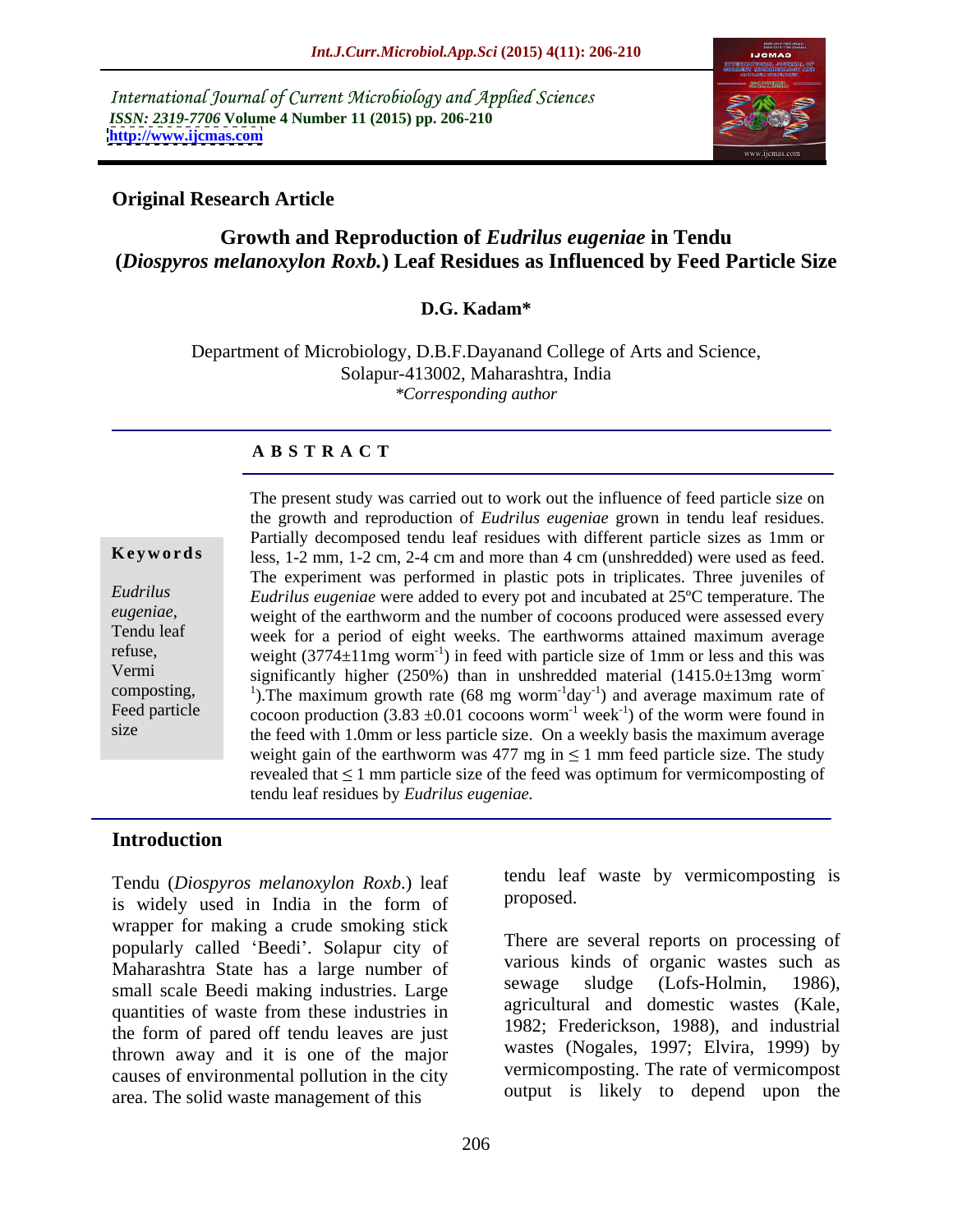International Journal of Current Microbiology and Applied Sciences
*ISSN: 2319-7706* **Volume 4 Number 11 (2015) pp. 206-210**
**http://www.ijcmas.com**

**Original Research Article**

# Growth and Reproduction of *Eudrilus eugeniae* in Tendu (*Diospyros melanoxylon Roxb.*) Leaf Residues as Influenced by Feed Particle Size

**D.G. Kadam***

Department of Microbiology, D.B.F.Dayanand College of Arts and Science, Solapur-413002, Maharashtra, India
*\*Corresponding author*

## A B S T R A C T

**Keywords**

*Eudrilus eugeniae*, Tendu leaf refuse, Vermi composting, Feed particle size

The present study was carried out to work out the influence of feed particle size on the growth and reproduction of *Eudrilus eugeniae* grown in tendu leaf residues. Partially decomposed tendu leaf residues with different particle sizes as 1mm or less, 1-2 mm, 1-2 cm, 2-4 cm and more than 4 cm (unshredded) were used as feed. The experiment was performed in plastic pots in triplicates. Three juveniles of *Eudrilus eugeniae* were added to every pot and incubated at 25ºC temperature. The weight of the earthworm and the number of cocoons produced were assessed every week for a period of eight weeks. The earthworms attained maximum average weight (3774±11mg worm$^{-1}$) in feed with particle size of 1mm or less and this was significantly higher (250%) than in unshredded material (1415.0±13mg worm$^{-1}$).The maximum growth rate (68 mg worm$^{-1}$day$^{-1}$) and average maximum rate of cocoon production (3.83 ±0.01 cocoons worm$^{-1}$ week$^{-1}$) of the worm were found in the feed with 1.0mm or less particle size. On a weekly basis the maximum average weight gain of the earthworm was 477 mg in ≤ 1 mm feed particle size. The study revealed that ≤ 1 mm particle size of the feed was optimum for vermicomposting of tendu leaf residues by *Eudrilus eugeniae.*

## Introduction

Tendu (*Diospyros melanoxylon Roxb*.) leaf is widely used in India in the form of wrapper for making a crude smoking stick popularly called 'Beedi'. Solapur city of Maharashtra State has a large number of small scale Beedi making industries. Large quantities of waste from these industries in the form of pared off tendu leaves are just thrown away and it is one of the major causes of environmental pollution in the city area. The solid waste management of this tendu leaf waste by vermicomposting is proposed.

There are several reports on processing of various kinds of organic wastes such as sewage sludge (Lofs-Holmin, 1986), agricultural and domestic wastes (Kale, 1982; Frederickson, 1988), and industrial wastes (Nogales, 1997; Elvira, 1999) by vermicomposting. The rate of vermicompost output is likely to depend upon the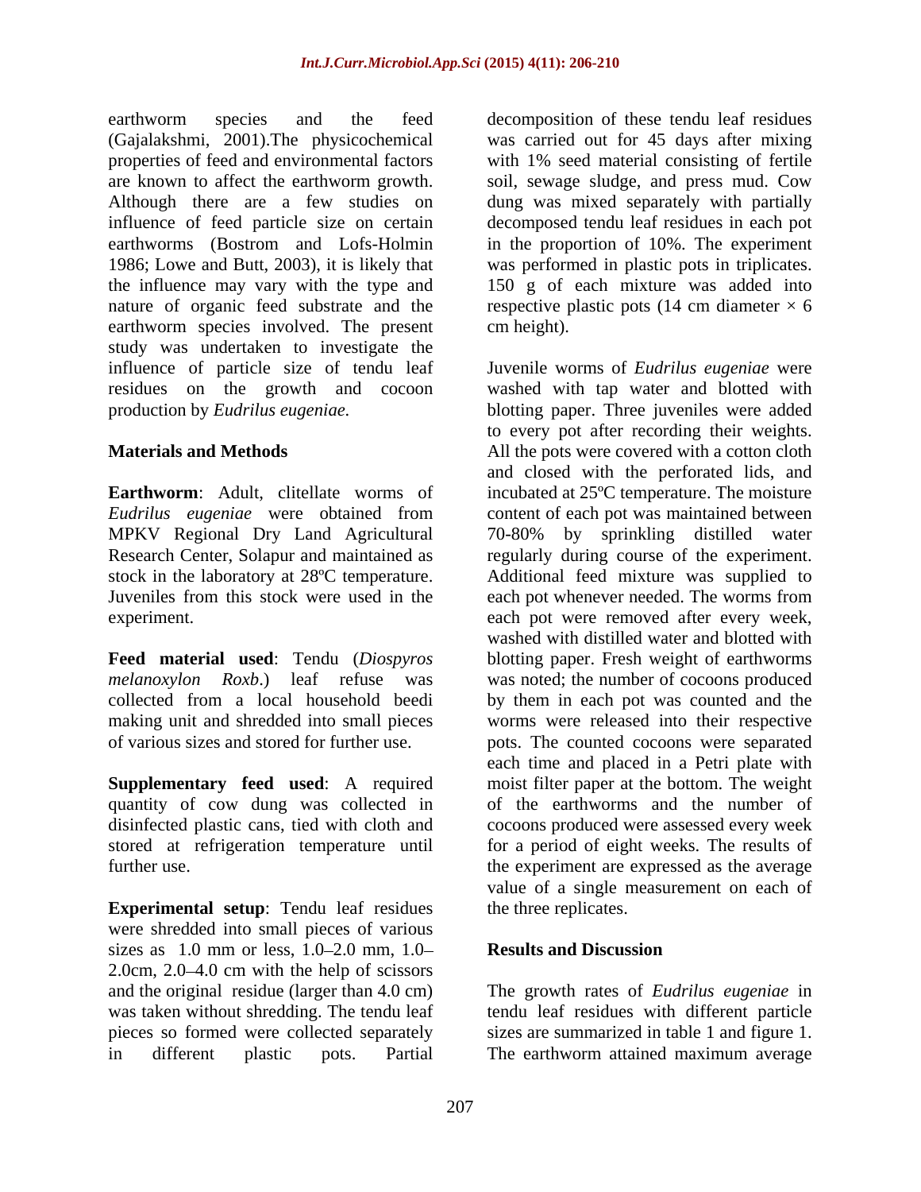earthworm species and the feed (Gajalakshmi, 2001).The physicochemical properties of feed and environmental factors are known to affect the earthworm growth. Although there are a few studies on influence of feed particle size on certain earthworms (Bostrom and Lofs-Holmin 1986; Lowe and Butt, 2003), it is likely that the influence may vary with the type and nature of organic feed substrate and the earthworm species involved. The present study was undertaken to investigate the influence of particle size of tendu leaf residues on the growth and cocoon production by *Eudrilus eugeniae.*

## Materials and Methods

**Earthworm**: Adult, clitellate worms of *Eudrilus eugeniae* were obtained from MPKV Regional Dry Land Agricultural Research Center, Solapur and maintained as stock in the laboratory at 28ºC temperature. Juveniles from this stock were used in the experiment.

**Feed material used**: Tendu (*Diospyros melanoxylon Roxb*.) leaf refuse was collected from a local household beedi making unit and shredded into small pieces of various sizes and stored for further use.

**Supplementary feed used**: A required quantity of cow dung was collected in disinfected plastic cans, tied with cloth and stored at refrigeration temperature until further use.

**Experimental setup**: Tendu leaf residues were shredded into small pieces of various sizes as 1.0 mm or less, 1.0–2.0 mm, 1.0–2.0cm, 2.0–4.0 cm with the help of scissors and the original residue (larger than 4.0 cm) was taken without shredding. The tendu leaf pieces so formed were collected separately in different plastic pots. Partial decomposition of these tendu leaf residues was carried out for 45 days after mixing with 1% seed material consisting of fertile soil, sewage sludge, and press mud. Cow dung was mixed separately with partially decomposed tendu leaf residues in each pot in the proportion of 10%. The experiment was performed in plastic pots in triplicates. 150 g of each mixture was added into respective plastic pots (14 cm diameter × 6 cm height).

Juvenile worms of *Eudrilus eugeniae* were washed with tap water and blotted with blotting paper. Three juveniles were added to every pot after recording their weights. All the pots were covered with a cotton cloth and closed with the perforated lids, and incubated at 25ºC temperature. The moisture content of each pot was maintained between 70-80% by sprinkling distilled water regularly during course of the experiment. Additional feed mixture was supplied to each pot whenever needed. The worms from each pot were removed after every week, washed with distilled water and blotted with blotting paper. Fresh weight of earthworms was noted; the number of cocoons produced by them in each pot was counted and the worms were released into their respective pots. The counted cocoons were separated each time and placed in a Petri plate with moist filter paper at the bottom. The weight of the earthworms and the number of cocoons produced were assessed every week for a period of eight weeks. The results of the experiment are expressed as the average value of a single measurement on each of the three replicates.

## Results and Discussion

The growth rates of *Eudrilus eugeniae* in tendu leaf residues with different particle sizes are summarized in table 1 and figure 1. The earthworm attained maximum average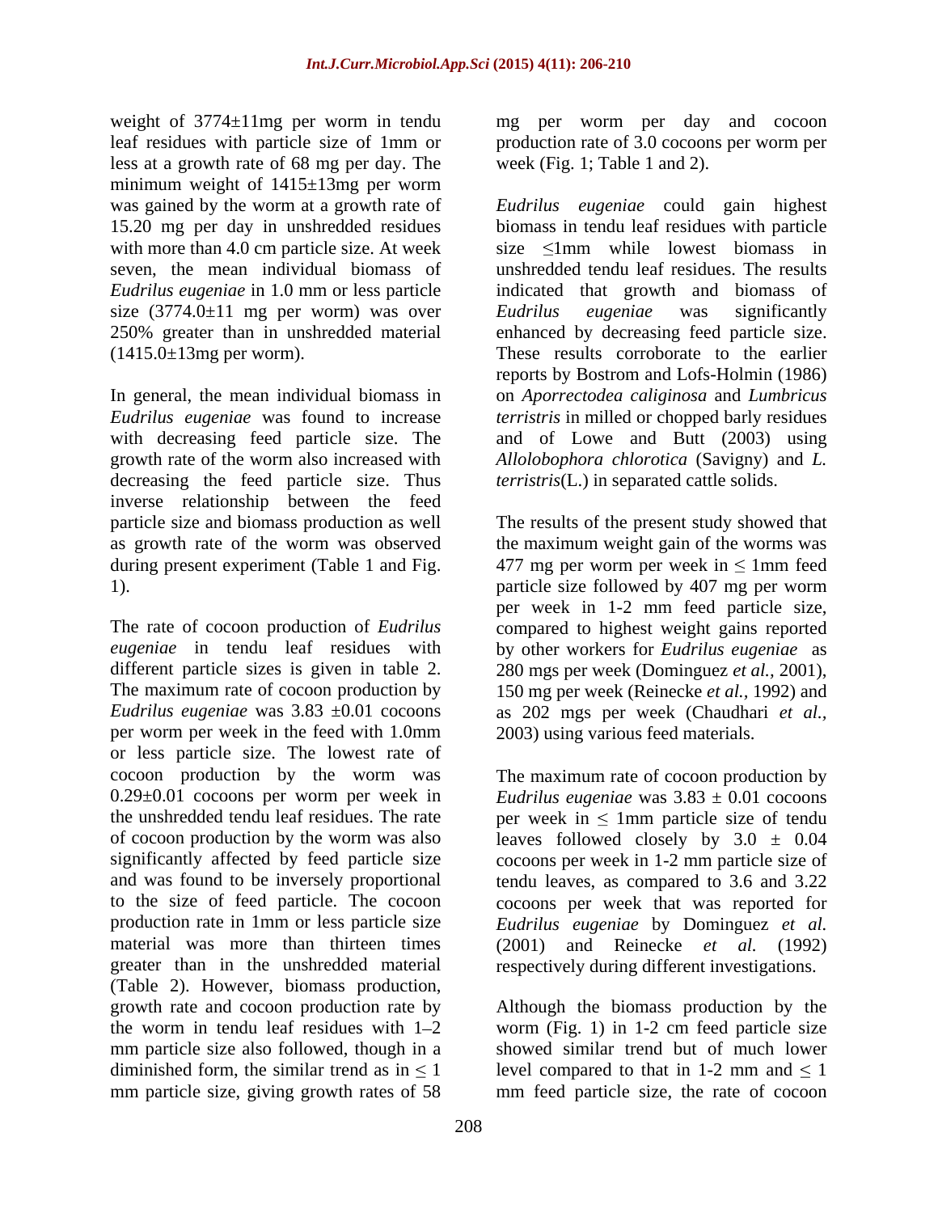weight of 3774±11mg per worm in tendu leaf residues with particle size of 1mm or less at a growth rate of 68 mg per day. The minimum weight of 1415±13mg per worm was gained by the worm at a growth rate of 15.20 mg per day in unshredded residues with more than 4.0 cm particle size. At week seven, the mean individual biomass of *Eudrilus eugeniae* in 1.0 mm or less particle size (3774.0±11 mg per worm) was over 250% greater than in unshredded material (1415.0±13mg per worm).

In general, the mean individual biomass in *Eudrilus eugeniae* was found to increase with decreasing feed particle size. The growth rate of the worm also increased with decreasing the feed particle size. Thus inverse relationship between the feed particle size and biomass production as well as growth rate of the worm was observed during present experiment (Table 1 and Fig. 1).

The rate of cocoon production of *Eudrilus eugeniae* in tendu leaf residues with different particle sizes is given in table 2. The maximum rate of cocoon production by *Eudrilus eugeniae* was 3.83 ±0.01 cocoons per worm per week in the feed with 1.0mm or less particle size. The lowest rate of cocoon production by the worm was 0.29±0.01 cocoons per worm per week in the unshredded tendu leaf residues. The rate of cocoon production by the worm was also significantly affected by feed particle size and was found to be inversely proportional to the size of feed particle. The cocoon production rate in 1mm or less particle size material was more than thirteen times greater than in the unshredded material (Table 2). However, biomass production, growth rate and cocoon production rate by the worm in tendu leaf residues with 1–2 mm particle size also followed, though in a diminished form, the similar trend as in ≤ 1 mm particle size, giving growth rates of 58 mg per worm per day and cocoon production rate of 3.0 cocoons per worm per week (Fig. 1; Table 1 and 2).

*Eudrilus eugeniae* could gain highest biomass in tendu leaf residues with particle size ≤1mm while lowest biomass in unshredded tendu leaf residues. The results indicated that growth and biomass of *Eudrilus eugeniae* was significantly enhanced by decreasing feed particle size. These results corroborate to the earlier reports by Bostrom and Lofs-Holmin (1986) on *Aporrectodea caliginosa* and *Lumbricus terristris* in milled or chopped barly residues and of Lowe and Butt (2003) using *Allolobophora chlorotica* (Savigny) and *L. terristris*(L.) in separated cattle solids.

The results of the present study showed that the maximum weight gain of the worms was 477 mg per worm per week in ≤ 1mm feed particle size followed by 407 mg per worm per week in 1-2 mm feed particle size, compared to highest weight gains reported by other workers for *Eudrilus eugeniae* as 280 mgs per week (Dominguez *et al.,* 2001), 150 mg per week (Reinecke *et al.,* 1992) and as 202 mgs per week (Chaudhari *et al.,* 2003) using various feed materials.

The maximum rate of cocoon production by *Eudrilus eugeniae* was 3.83 ± 0.01 cocoons per week in ≤ 1mm particle size of tendu leaves followed closely by 3.0 ± 0.04 cocoons per week in 1-2 mm particle size of tendu leaves, as compared to 3.6 and 3.22 cocoons per week that was reported for *Eudrilus eugeniae* by Dominguez *et al.* (2001) and Reinecke *et al.* (1992) respectively during different investigations.

Although the biomass production by the worm (Fig. 1) in 1-2 cm feed particle size showed similar trend but of much lower level compared to that in 1-2 mm and ≤ 1 mm feed particle size, the rate of cocoon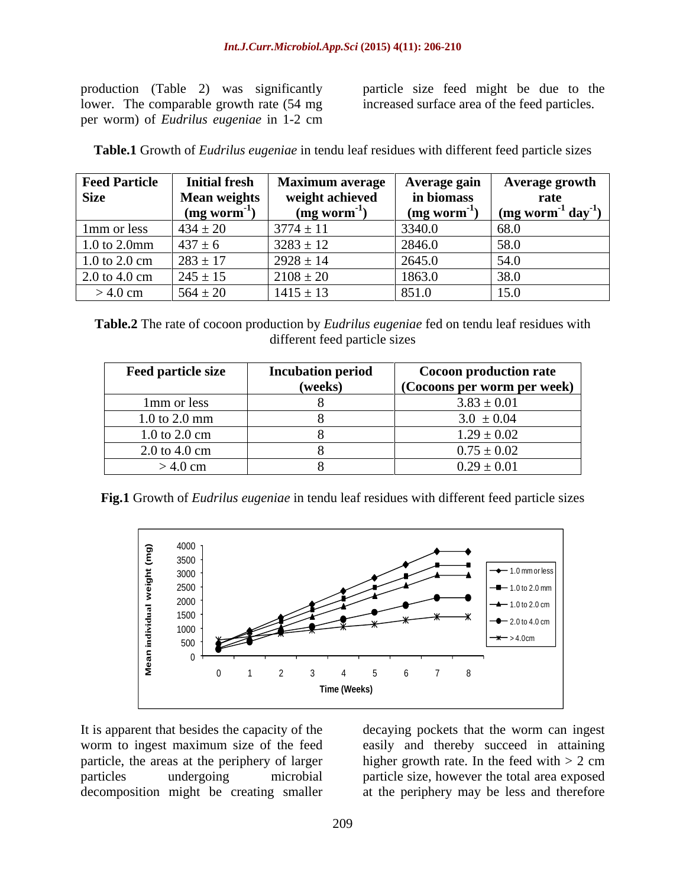production (Table 2) was significantly lower. The comparable growth rate (54 mg per worm) of *Eudrilus eugeniae* in 1-2 cm particle size feed might be due to the increased surface area of the feed particles.

**Table.1** Growth of *Eudrilus eugeniae* in tendu leaf residues with different feed particle sizes

| Feed Particle Size | Initial fresh Mean weights (mg worm$^{-1}$) | Maximum average weight achieved (mg worm$^{-1}$) | Average gain in biomass (mg worm$^{-1}$) | Average growth rate (mg worm$^{-1}$ day$^{-1}$) |
|---|---|---|---|---|
| 1mm or less | 434 ± 20 | 3774 ± 11 | 3340.0 | 68.0 |
| 1.0 to 2.0mm | 437 ± 6 | 3283 ± 12 | 2846.0 | 58.0 |
| 1.0 to 2.0 cm | 283 ± 17 | 2928 ± 14 | 2645.0 | 54.0 |
| 2.0 to 4.0 cm | 245 ± 15 | 2108 ± 20 | 1863.0 | 38.0 |
| > 4.0 cm | 564 ± 20 | 1415 ± 13 | 851.0 | 15.0 |

**Table.2** The rate of cocoon production by *Eudrilus eugeniae* fed on tendu leaf residues with different feed particle sizes

| Feed particle size | Incubation period (weeks) | Cocoon production rate (Cocoons per worm per week) |
|---|---|---|
| 1mm or less | 8 | 3.83 ± 0.01 |
| 1.0 to 2.0 mm | 8 | 3.0 ± 0.04 |
| 1.0 to 2.0 cm | 8 | 1.29 ± 0.02 |
| 2.0 to 4.0 cm | 8 | 0.75 ± 0.02 |
| > 4.0 cm | 8 | 0.29 ± 0.01 |

**Fig.1** Growth of *Eudrilus eugeniae* in tendu leaf residues with different feed particle sizes

It is apparent that besides the capacity of the worm to ingest maximum size of the feed particle, the areas at the periphery of larger particles undergoing microbial decomposition might be creating smaller decaying pockets that the worm can ingest easily and thereby succeed in attaining higher growth rate. In the feed with > 2 cm particle size, however the total area exposed at the periphery may be less and therefore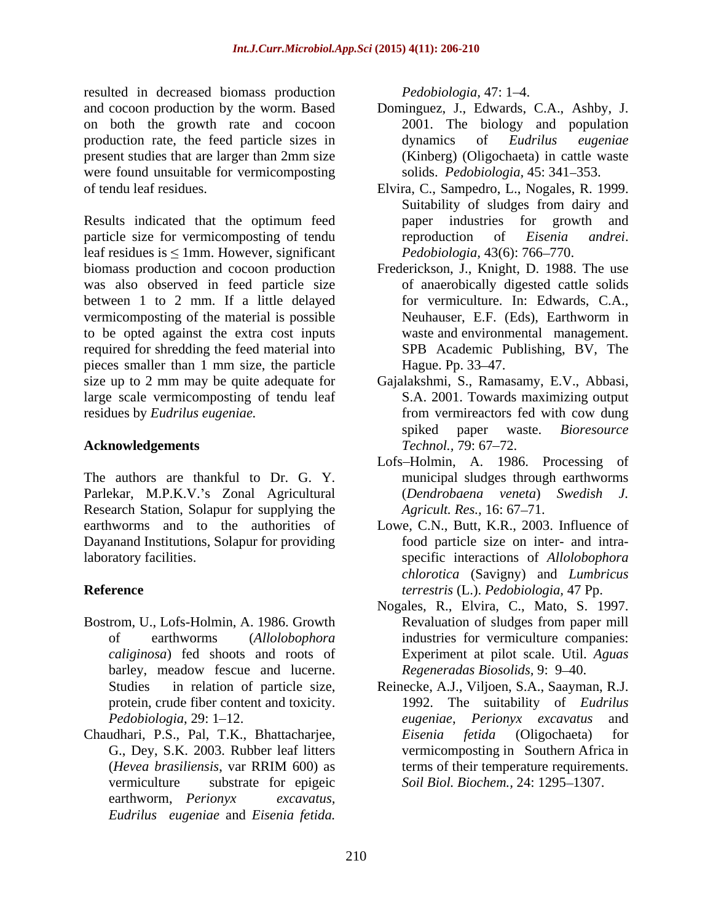resulted in decreased biomass production and cocoon production by the worm. Based on both the growth rate and cocoon production rate, the feed particle sizes in present studies that are larger than 2mm size were found unsuitable for vermicomposting of tendu leaf residues.

Results indicated that the optimum feed particle size for vermicomposting of tendu leaf residues is ≤ 1mm. However, significant biomass production and cocoon production was also observed in feed particle size between 1 to 2 mm. If a little delayed vermicomposting of the material is possible to be opted against the extra cost inputs required for shredding the feed material into pieces smaller than 1 mm size, the particle size up to 2 mm may be quite adequate for large scale vermicomposting of tendu leaf residues by *Eudrilus eugeniae.*

## Acknowledgements

The authors are thankful to Dr. G. Y. Parlekar, M.P.K.V.'s Zonal Agricultural Research Station, Solapur for supplying the earthworms and to the authorities of Dayanand Institutions, Solapur for providing laboratory facilities.

## Reference

- Bostrom, U., Lofs-Holmin, A. 1986. Growth of earthworms (*Allolobophora caliginosa*) fed shoots and roots of barley, meadow fescue and lucerne. Studies in relation of particle size, protein, crude fiber content and toxicity. *Pedobiologia,* 29: 1–12.
- Chaudhari, P.S., Pal, T.K., Bhattacharjee, G., Dey, S.K. 2003. Rubber leaf litters (*Hevea brasiliensis*, var RRIM 600) as vermiculture substrate for epigeic earthworm, *Perionyx excavatus, Eudrilus eugeniae* and *Eisenia fetida. Pedobiologia,* 47: 1–4.
- Dominguez, J., Edwards, C.A., Ashby, J. 2001. The biology and population dynamics of *Eudrilus eugeniae* (Kinberg) (Oligochaeta) in cattle waste solids. *Pedobiologia,* 45: 341–353.
- Elvira, C., Sampedro, L., Nogales, R. 1999. Suitability of sludges from dairy and paper industries for growth and reproduction of *Eisenia andrei*. *Pedobiologia,* 43(6): 766–770.
- Frederickson, J., Knight, D. 1988. The use of anaerobically digested cattle solids for vermiculture. In: Edwards, C.A., Neuhauser, E.F. (Eds), Earthworm in waste and environmental management. SPB Academic Publishing, BV, The Hague. Pp. 33–47.
- Gajalakshmi, S., Ramasamy, E.V., Abbasi, S.A. 2001. Towards maximizing output from vermireactors fed with cow dung spiked paper waste. *Bioresource Technol.,* 79: 67–72.
- Lofs–Holmin, A. 1986. Processing of municipal sludges through earthworms (*Dendrobaena veneta*) *Swedish J. Agricult. Res.,* 16: 67–71.
- Lowe, C.N., Butt, K.R., 2003. Influence of food particle size on inter- and intra-specific interactions of *Allolobophora chlorotica* (Savigny) and *Lumbricus terrestris* (L.). *Pedobiologia,* 47 Pp.
- Nogales, R., Elvira, C., Mato, S. 1997. Revaluation of sludges from paper mill industries for vermiculture companies: Experiment at pilot scale. Util. *Aguas Regeneradas Biosolids,* 9: 9–40.
- Reinecke, A.J., Viljoen, S.A., Saayman, R.J. 1992. The suitability of *Eudrilus eugeniae*, *Perionyx excavatus* and *Eisenia fetida* (Oligochaeta) for vermicomposting in Southern Africa in terms of their temperature requirements. *Soil Biol. Biochem.,* 24: 1295–1307.